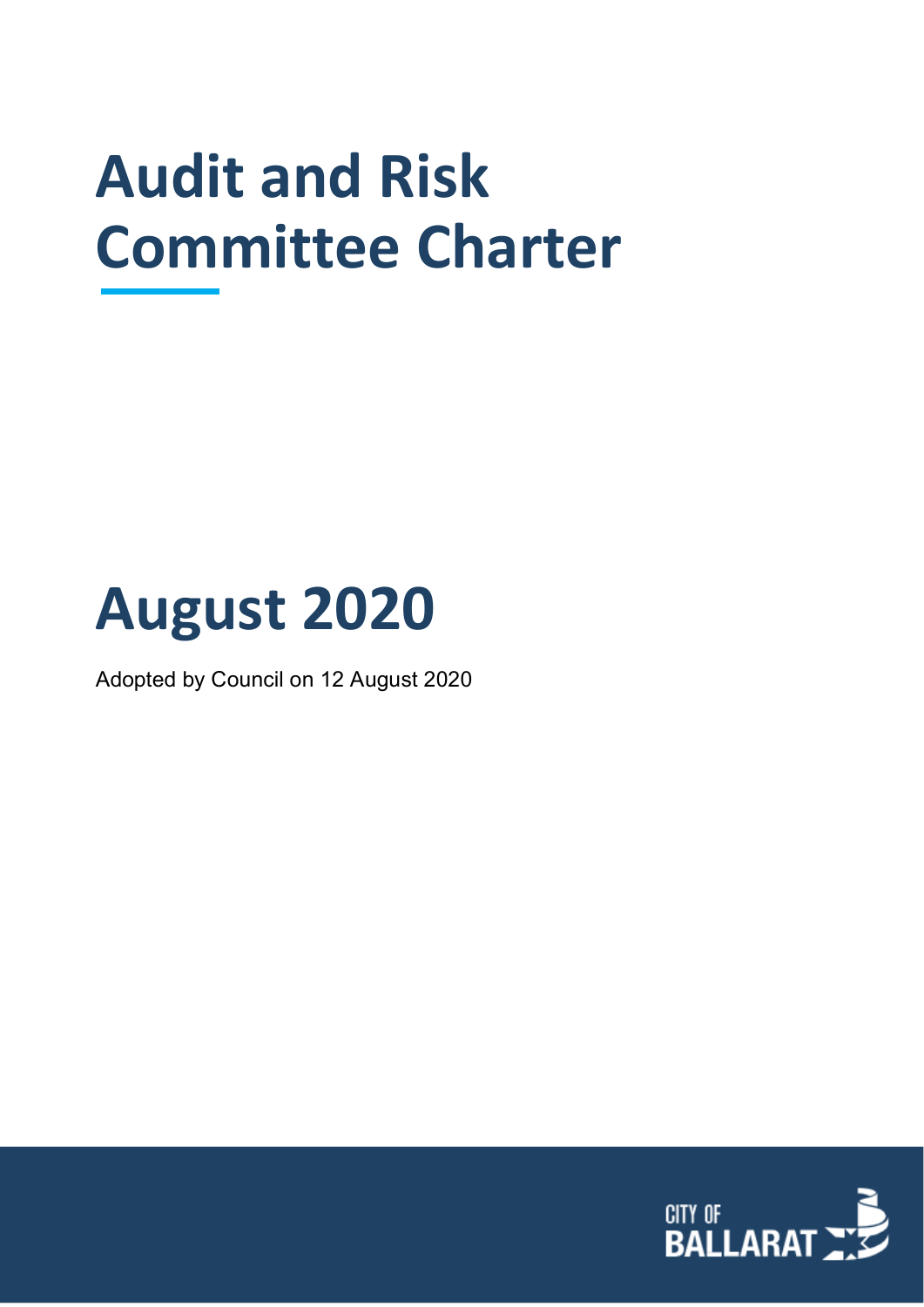# Audit and Risk Committee Charter

# August 2020

Adopted by Council on 12 August 2020

CITY OF BALLARAT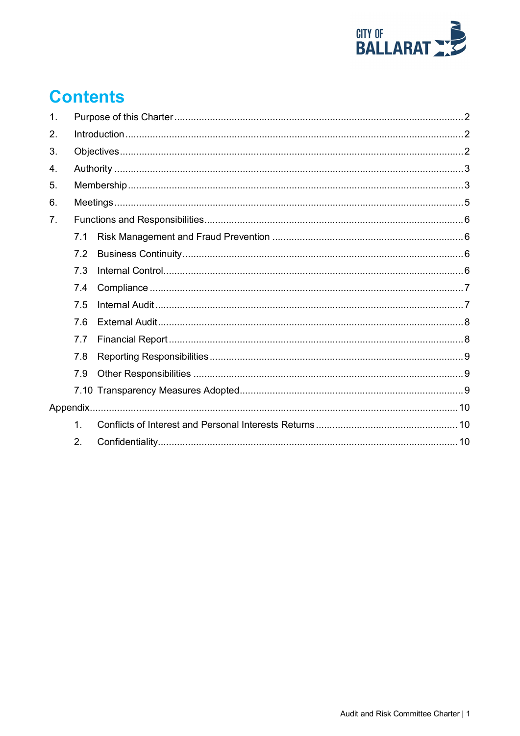# Contents

1. Purpose of this Charter ........ 2
2. Introduction ........ 2
3. Objectives ........ 2
4. Authority ........ 3
5. Membership ........ 3
6. Meetings ........ 5
7. Functions and Responsibilities ........ 6
   - 7.1 Risk Management and Fraud Prevention ........ 6
   - 7.2 Business Continuity ........ 6
   - 7.3 Internal Control ........ 6
   - 7.4 Compliance ........ 7
   - 7.5 Internal Audit ........ 7
   - 7.6 External Audit ........ 8
   - 7.7 Financial Report ........ 8
   - 7.8 Reporting Responsibilities ........ 9
   - 7.9 Other Responsibilities ........ 9
   - 7.10 Transparency Measures Adopted ........ 9

Appendix ........ 10

   1. Conflicts of Interest and Personal Interests Returns ........ 10
   2. Confidentiality ........ 10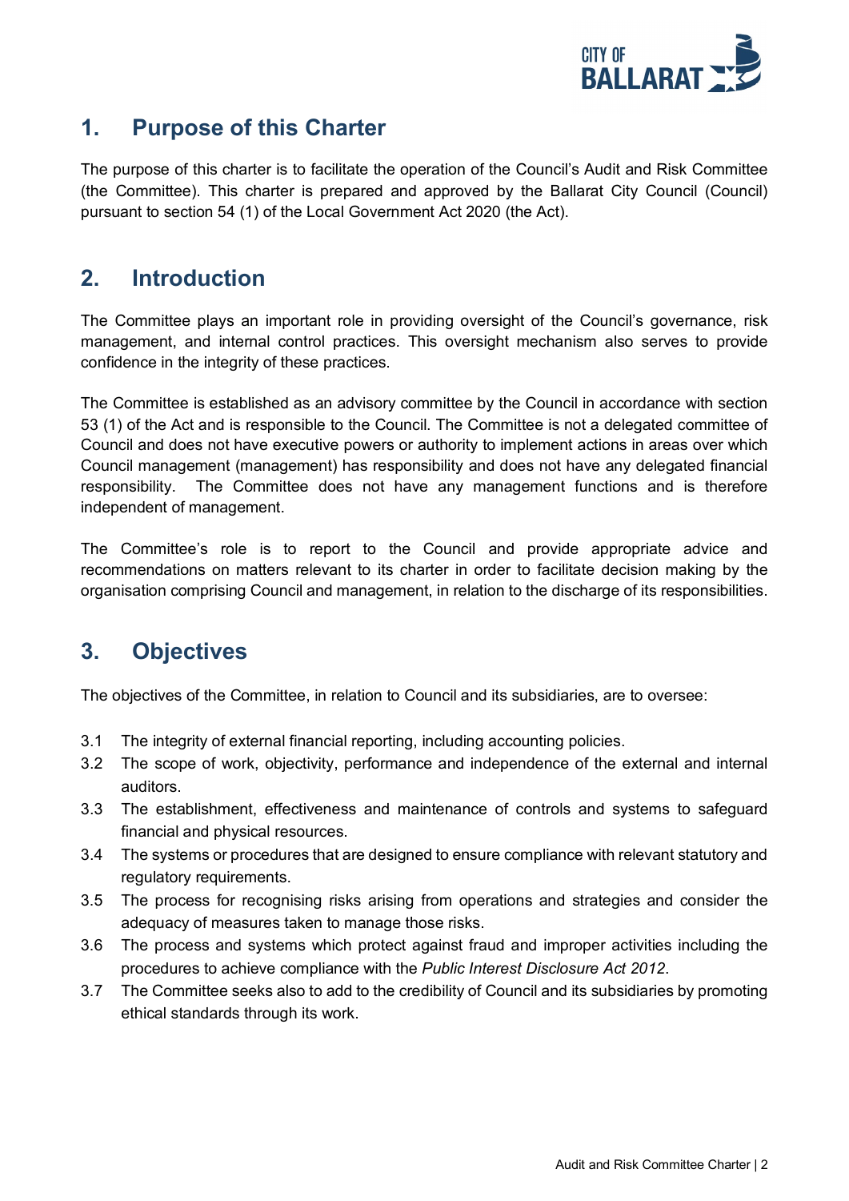## 1. Purpose of this Charter

The purpose of this charter is to facilitate the operation of the Council's Audit and Risk Committee (the Committee). This charter is prepared and approved by the Ballarat City Council (Council) pursuant to section 54 (1) of the Local Government Act 2020 (the Act).

## 2. Introduction

The Committee plays an important role in providing oversight of the Council's governance, risk management, and internal control practices. This oversight mechanism also serves to provide confidence in the integrity of these practices.

The Committee is established as an advisory committee by the Council in accordance with section 53 (1) of the Act and is responsible to the Council. The Committee is not a delegated committee of Council and does not have executive powers or authority to implement actions in areas over which Council management (management) has responsibility and does not have any delegated financial responsibility. The Committee does not have any management functions and is therefore independent of management.

The Committee's role is to report to the Council and provide appropriate advice and recommendations on matters relevant to its charter in order to facilitate decision making by the organisation comprising Council and management, in relation to the discharge of its responsibilities.

## 3. Objectives

The objectives of the Committee, in relation to Council and its subsidiaries, are to oversee:

3.1 The integrity of external financial reporting, including accounting policies.

3.2 The scope of work, objectivity, performance and independence of the external and internal auditors.

3.3 The establishment, effectiveness and maintenance of controls and systems to safeguard financial and physical resources.

3.4 The systems or procedures that are designed to ensure compliance with relevant statutory and regulatory requirements.

3.5 The process for recognising risks arising from operations and strategies and consider the adequacy of measures taken to manage those risks.

3.6 The process and systems which protect against fraud and improper activities including the procedures to achieve compliance with the *Public Interest Disclosure Act 2012*.

3.7 The Committee seeks also to add to the credibility of Council and its subsidiaries by promoting ethical standards through its work.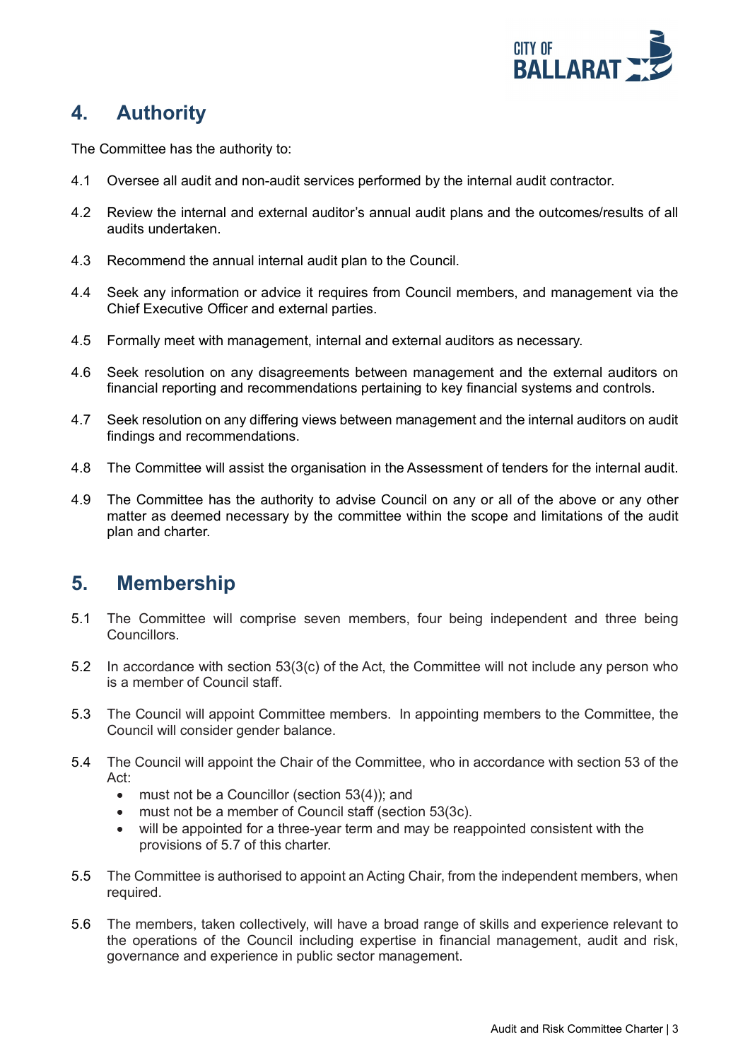## 4. Authority

The Committee has the authority to:

4.1 Oversee all audit and non-audit services performed by the internal audit contractor.

4.2 Review the internal and external auditor's annual audit plans and the outcomes/results of all audits undertaken.

4.3 Recommend the annual internal audit plan to the Council.

4.4 Seek any information or advice it requires from Council members, and management via the Chief Executive Officer and external parties.

4.5 Formally meet with management, internal and external auditors as necessary.

4.6 Seek resolution on any disagreements between management and the external auditors on financial reporting and recommendations pertaining to key financial systems and controls.

4.7 Seek resolution on any differing views between management and the internal auditors on audit findings and recommendations.

4.8 The Committee will assist the organisation in the Assessment of tenders for the internal audit.

4.9 The Committee has the authority to advise Council on any or all of the above or any other matter as deemed necessary by the committee within the scope and limitations of the audit plan and charter.

## 5. Membership

5.1 The Committee will comprise seven members, four being independent and three being Councillors.

5.2 In accordance with section 53(3(c) of the Act, the Committee will not include any person who is a member of Council staff.

5.3 The Council will appoint Committee members. In appointing members to the Committee, the Council will consider gender balance.

5.4 The Council will appoint the Chair of the Committee, who in accordance with section 53 of the Act:
- must not be a Councillor (section 53(4)); and
- must not be a member of Council staff (section 53(3c).
- will be appointed for a three-year term and may be reappointed consistent with the provisions of 5.7 of this charter.

5.5 The Committee is authorised to appoint an Acting Chair, from the independent members, when required.

5.6 The members, taken collectively, will have a broad range of skills and experience relevant to the operations of the Council including expertise in financial management, audit and risk, governance and experience in public sector management.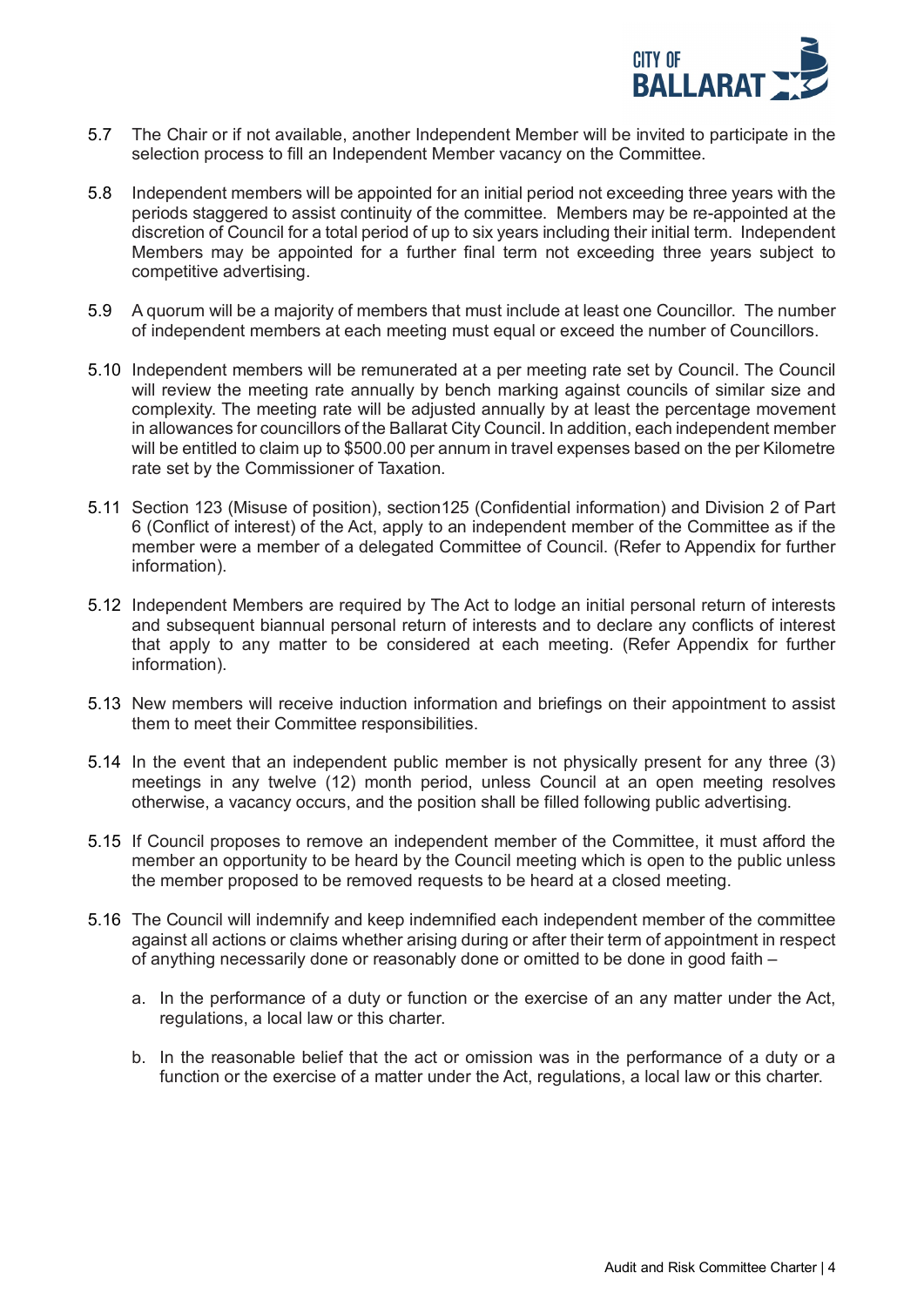5.7 The Chair or if not available, another Independent Member will be invited to participate in the selection process to fill an Independent Member vacancy on the Committee.

5.8 Independent members will be appointed for an initial period not exceeding three years with the periods staggered to assist continuity of the committee. Members may be re-appointed at the discretion of Council for a total period of up to six years including their initial term. Independent Members may be appointed for a further final term not exceeding three years subject to competitive advertising.

5.9 A quorum will be a majority of members that must include at least one Councillor. The number of independent members at each meeting must equal or exceed the number of Councillors.

5.10 Independent members will be remunerated at a per meeting rate set by Council. The Council will review the meeting rate annually by bench marking against councils of similar size and complexity. The meeting rate will be adjusted annually by at least the percentage movement in allowances for councillors of the Ballarat City Council. In addition, each independent member will be entitled to claim up to $500.00 per annum in travel expenses based on the per Kilometre rate set by the Commissioner of Taxation.

5.11 Section 123 (Misuse of position), section125 (Confidential information) and Division 2 of Part 6 (Conflict of interest) of the Act, apply to an independent member of the Committee as if the member were a member of a delegated Committee of Council. (Refer to Appendix for further information).

5.12 Independent Members are required by The Act to lodge an initial personal return of interests and subsequent biannual personal return of interests and to declare any conflicts of interest that apply to any matter to be considered at each meeting. (Refer Appendix for further information).

5.13 New members will receive induction information and briefings on their appointment to assist them to meet their Committee responsibilities.

5.14 In the event that an independent public member is not physically present for any three (3) meetings in any twelve (12) month period, unless Council at an open meeting resolves otherwise, a vacancy occurs, and the position shall be filled following public advertising.

5.15 If Council proposes to remove an independent member of the Committee, it must afford the member an opportunity to be heard by the Council meeting which is open to the public unless the member proposed to be removed requests to be heard at a closed meeting.

5.16 The Council will indemnify and keep indemnified each independent member of the committee against all actions or claims whether arising during or after their term of appointment in respect of anything necessarily done or reasonably done or omitted to be done in good faith –

  a. In the performance of a duty or function or the exercise of an any matter under the Act, regulations, a local law or this charter.

  b. In the reasonable belief that the act or omission was in the performance of a duty or a function or the exercise of a matter under the Act, regulations, a local law or this charter.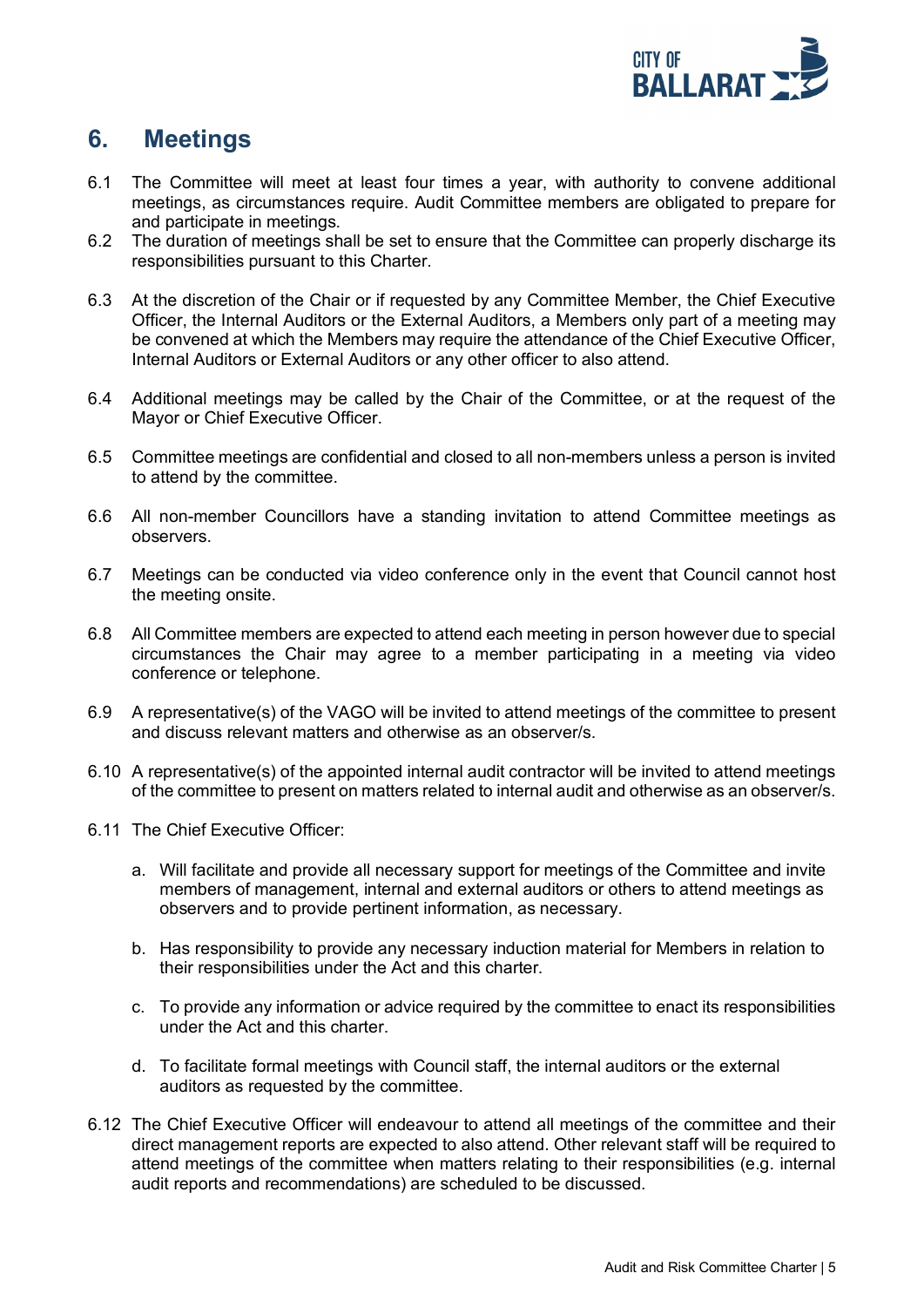## 6. Meetings

6.1 The Committee will meet at least four times a year, with authority to convene additional meetings, as circumstances require. Audit Committee members are obligated to prepare for and participate in meetings.

6.2 The duration of meetings shall be set to ensure that the Committee can properly discharge its responsibilities pursuant to this Charter.

6.3 At the discretion of the Chair or if requested by any Committee Member, the Chief Executive Officer, the Internal Auditors or the External Auditors, a Members only part of a meeting may be convened at which the Members may require the attendance of the Chief Executive Officer, Internal Auditors or External Auditors or any other officer to also attend.

6.4 Additional meetings may be called by the Chair of the Committee, or at the request of the Mayor or Chief Executive Officer.

6.5 Committee meetings are confidential and closed to all non-members unless a person is invited to attend by the committee.

6.6 All non-member Councillors have a standing invitation to attend Committee meetings as observers.

6.7 Meetings can be conducted via video conference only in the event that Council cannot host the meeting onsite.

6.8 All Committee members are expected to attend each meeting in person however due to special circumstances the Chair may agree to a member participating in a meeting via video conference or telephone.

6.9 A representative(s) of the VAGO will be invited to attend meetings of the committee to present and discuss relevant matters and otherwise as an observer/s.

6.10 A representative(s) of the appointed internal audit contractor will be invited to attend meetings of the committee to present on matters related to internal audit and otherwise as an observer/s.

6.11 The Chief Executive Officer:

a. Will facilitate and provide all necessary support for meetings of the Committee and invite members of management, internal and external auditors or others to attend meetings as observers and to provide pertinent information, as necessary.

b. Has responsibility to provide any necessary induction material for Members in relation to their responsibilities under the Act and this charter.

c. To provide any information or advice required by the committee to enact its responsibilities under the Act and this charter.

d. To facilitate formal meetings with Council staff, the internal auditors or the external auditors as requested by the committee.

6.12 The Chief Executive Officer will endeavour to attend all meetings of the committee and their direct management reports are expected to also attend. Other relevant staff will be required to attend meetings of the committee when matters relating to their responsibilities (e.g. internal audit reports and recommendations) are scheduled to be discussed.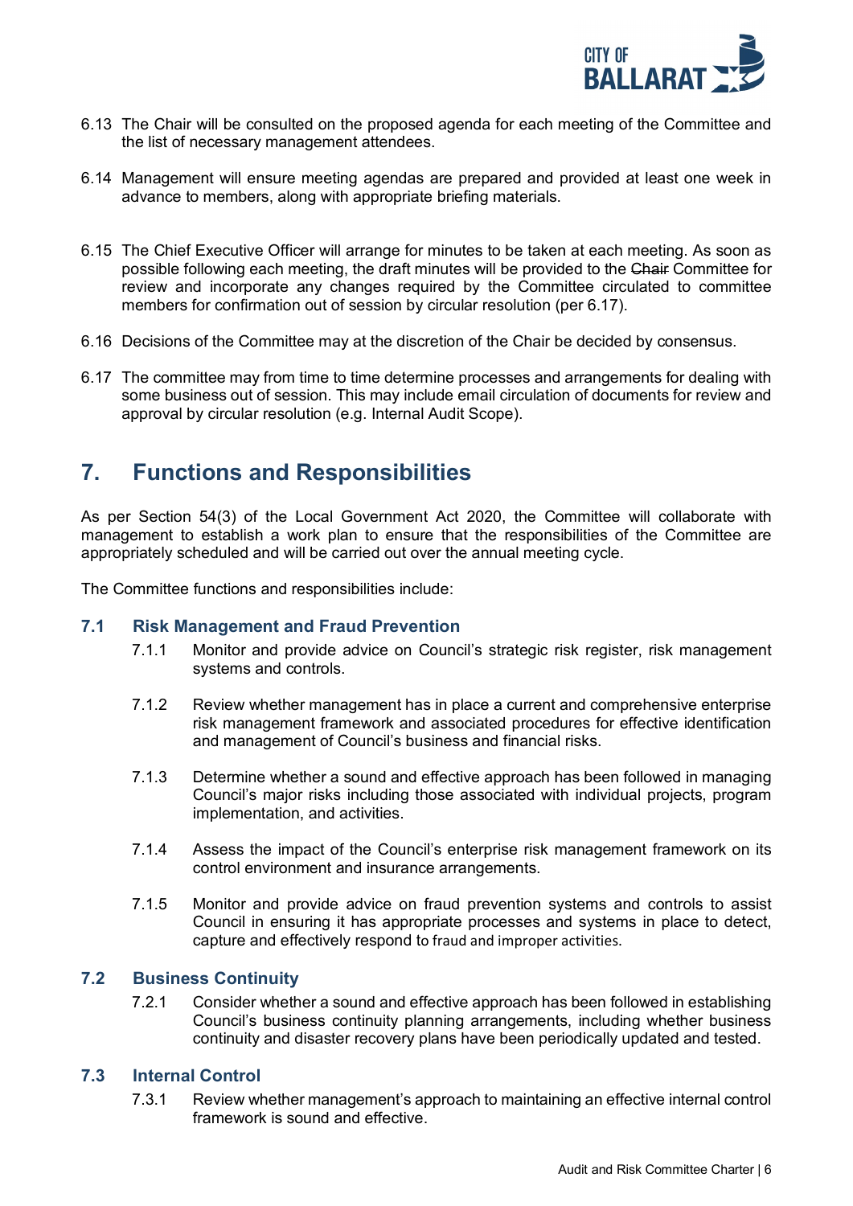6.13 The Chair will be consulted on the proposed agenda for each meeting of the Committee and the list of necessary management attendees.

6.14 Management will ensure meeting agendas are prepared and provided at least one week in advance to members, along with appropriate briefing materials.

6.15 The Chief Executive Officer will arrange for minutes to be taken at each meeting. As soon as possible following each meeting, the draft minutes will be provided to the ~~Chair~~ Committee for review and incorporate any changes required by the Committee circulated to committee members for confirmation out of session by circular resolution (per 6.17).

6.16 Decisions of the Committee may at the discretion of the Chair be decided by consensus.

6.17 The committee may from time to time determine processes and arrangements for dealing with some business out of session. This may include email circulation of documents for review and approval by circular resolution (e.g. Internal Audit Scope).

# 7. Functions and Responsibilities

As per Section 54(3) of the Local Government Act 2020, the Committee will collaborate with management to establish a work plan to ensure that the responsibilities of the Committee are appropriately scheduled and will be carried out over the annual meeting cycle.

The Committee functions and responsibilities include:

## 7.1 Risk Management and Fraud Prevention

7.1.1 Monitor and provide advice on Council's strategic risk register, risk management systems and controls.

7.1.2 Review whether management has in place a current and comprehensive enterprise risk management framework and associated procedures for effective identification and management of Council's business and financial risks.

7.1.3 Determine whether a sound and effective approach has been followed in managing Council's major risks including those associated with individual projects, program implementation, and activities.

7.1.4 Assess the impact of the Council's enterprise risk management framework on its control environment and insurance arrangements.

7.1.5 Monitor and provide advice on fraud prevention systems and controls to assist Council in ensuring it has appropriate processes and systems in place to detect, capture and effectively respond to fraud and improper activities.

## 7.2 Business Continuity

7.2.1 Consider whether a sound and effective approach has been followed in establishing Council's business continuity planning arrangements, including whether business continuity and disaster recovery plans have been periodically updated and tested.

## 7.3 Internal Control

7.3.1 Review whether management's approach to maintaining an effective internal control framework is sound and effective.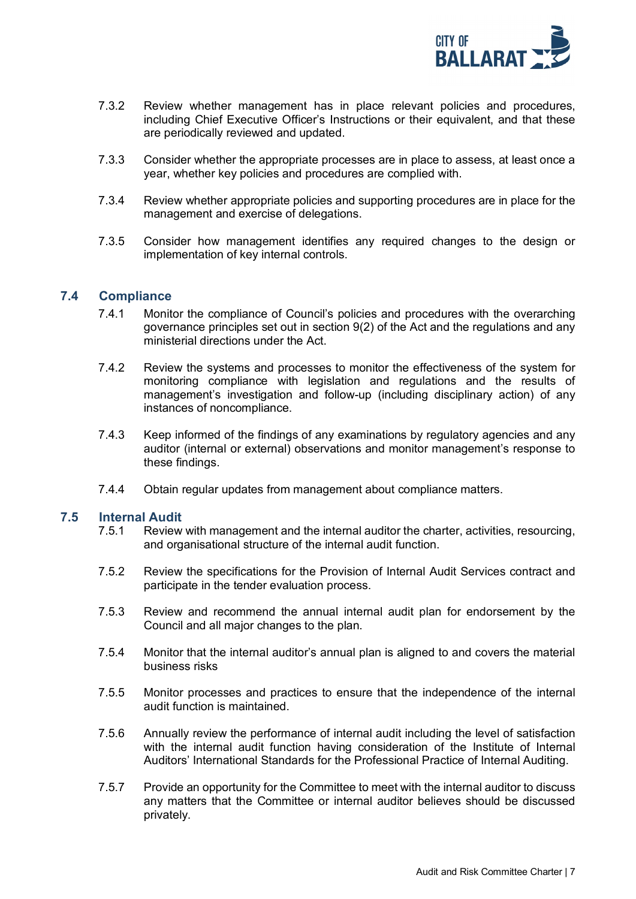7.3.2 Review whether management has in place relevant policies and procedures, including Chief Executive Officer's Instructions or their equivalent, and that these are periodically reviewed and updated.

7.3.3 Consider whether the appropriate processes are in place to assess, at least once a year, whether key policies and procedures are complied with.

7.3.4 Review whether appropriate policies and supporting procedures are in place for the management and exercise of delegations.

7.3.5 Consider how management identifies any required changes to the design or implementation of key internal controls.

## 7.4 Compliance

7.4.1 Monitor the compliance of Council's policies and procedures with the overarching governance principles set out in section 9(2) of the Act and the regulations and any ministerial directions under the Act.

7.4.2 Review the systems and processes to monitor the effectiveness of the system for monitoring compliance with legislation and regulations and the results of management's investigation and follow-up (including disciplinary action) of any instances of noncompliance.

7.4.3 Keep informed of the findings of any examinations by regulatory agencies and any auditor (internal or external) observations and monitor management's response to these findings.

7.4.4 Obtain regular updates from management about compliance matters.

## 7.5 Internal Audit

7.5.1 Review with management and the internal auditor the charter, activities, resourcing, and organisational structure of the internal audit function.

7.5.2 Review the specifications for the Provision of Internal Audit Services contract and participate in the tender evaluation process.

7.5.3 Review and recommend the annual internal audit plan for endorsement by the Council and all major changes to the plan.

7.5.4 Monitor that the internal auditor's annual plan is aligned to and covers the material business risks

7.5.5 Monitor processes and practices to ensure that the independence of the internal audit function is maintained.

7.5.6 Annually review the performance of internal audit including the level of satisfaction with the internal audit function having consideration of the Institute of Internal Auditors' International Standards for the Professional Practice of Internal Auditing.

7.5.7 Provide an opportunity for the Committee to meet with the internal auditor to discuss any matters that the Committee or internal auditor believes should be discussed privately.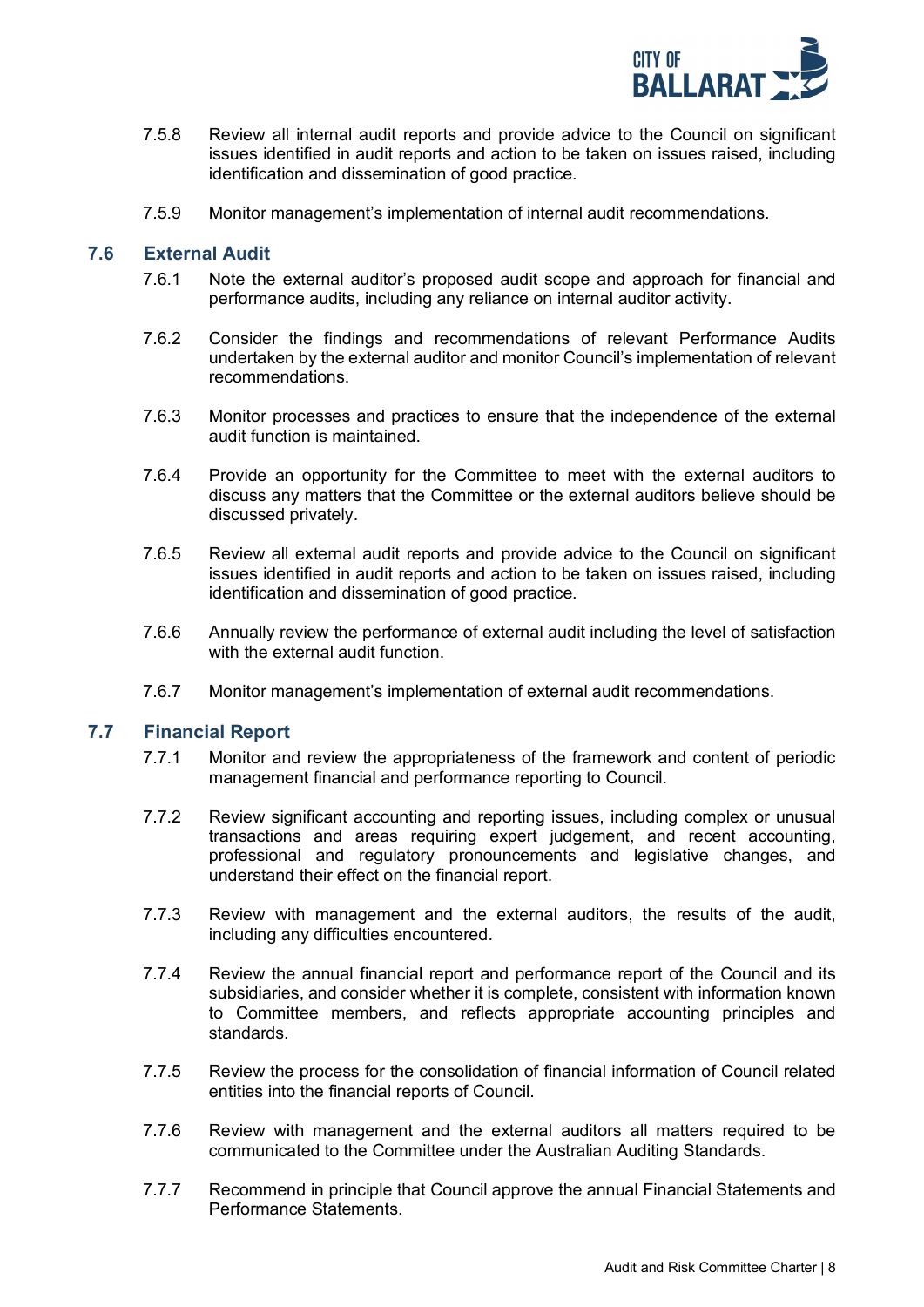7.5.8 Review all internal audit reports and provide advice to the Council on significant issues identified in audit reports and action to be taken on issues raised, including identification and dissemination of good practice.

7.5.9 Monitor management's implementation of internal audit recommendations.

## 7.6 External Audit

7.6.1 Note the external auditor's proposed audit scope and approach for financial and performance audits, including any reliance on internal auditor activity.

7.6.2 Consider the findings and recommendations of relevant Performance Audits undertaken by the external auditor and monitor Council's implementation of relevant recommendations.

7.6.3 Monitor processes and practices to ensure that the independence of the external audit function is maintained.

7.6.4 Provide an opportunity for the Committee to meet with the external auditors to discuss any matters that the Committee or the external auditors believe should be discussed privately.

7.6.5 Review all external audit reports and provide advice to the Council on significant issues identified in audit reports and action to be taken on issues raised, including identification and dissemination of good practice.

7.6.6 Annually review the performance of external audit including the level of satisfaction with the external audit function.

7.6.7 Monitor management's implementation of external audit recommendations.

## 7.7 Financial Report

7.7.1 Monitor and review the appropriateness of the framework and content of periodic management financial and performance reporting to Council.

7.7.2 Review significant accounting and reporting issues, including complex or unusual transactions and areas requiring expert judgement, and recent accounting, professional and regulatory pronouncements and legislative changes, and understand their effect on the financial report.

7.7.3 Review with management and the external auditors, the results of the audit, including any difficulties encountered.

7.7.4 Review the annual financial report and performance report of the Council and its subsidiaries, and consider whether it is complete, consistent with information known to Committee members, and reflects appropriate accounting principles and standards.

7.7.5 Review the process for the consolidation of financial information of Council related entities into the financial reports of Council.

7.7.6 Review with management and the external auditors all matters required to be communicated to the Committee under the Australian Auditing Standards.

7.7.7 Recommend in principle that Council approve the annual Financial Statements and Performance Statements.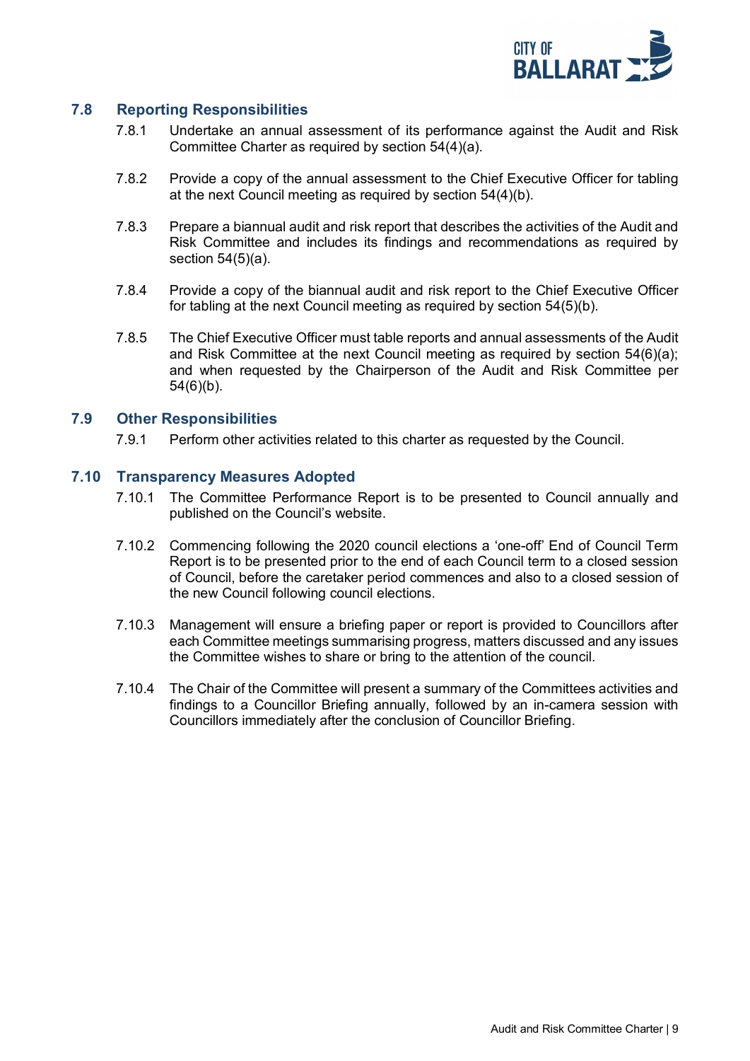## 7.8 Reporting Responsibilities

7.8.1 Undertake an annual assessment of its performance against the Audit and Risk Committee Charter as required by section 54(4)(a).

7.8.2 Provide a copy of the annual assessment to the Chief Executive Officer for tabling at the next Council meeting as required by section 54(4)(b).

7.8.3 Prepare a biannual audit and risk report that describes the activities of the Audit and Risk Committee and includes its findings and recommendations as required by section 54(5)(a).

7.8.4 Provide a copy of the biannual audit and risk report to the Chief Executive Officer for tabling at the next Council meeting as required by section 54(5)(b).

7.8.5 The Chief Executive Officer must table reports and annual assessments of the Audit and Risk Committee at the next Council meeting as required by section 54(6)(a); and when requested by the Chairperson of the Audit and Risk Committee per 54(6)(b).

## 7.9 Other Responsibilities

7.9.1 Perform other activities related to this charter as requested by the Council.

## 7.10 Transparency Measures Adopted

7.10.1 The Committee Performance Report is to be presented to Council annually and published on the Council's website.

7.10.2 Commencing following the 2020 council elections a 'one-off' End of Council Term Report is to be presented prior to the end of each Council term to a closed session of Council, before the caretaker period commences and also to a closed session of the new Council following council elections.

7.10.3 Management will ensure a briefing paper or report is provided to Councillors after each Committee meetings summarising progress, matters discussed and any issues the Committee wishes to share or bring to the attention of the council.

7.10.4 The Chair of the Committee will present a summary of the Committees activities and findings to a Councillor Briefing annually, followed by an in-camera session with Councillors immediately after the conclusion of Councillor Briefing.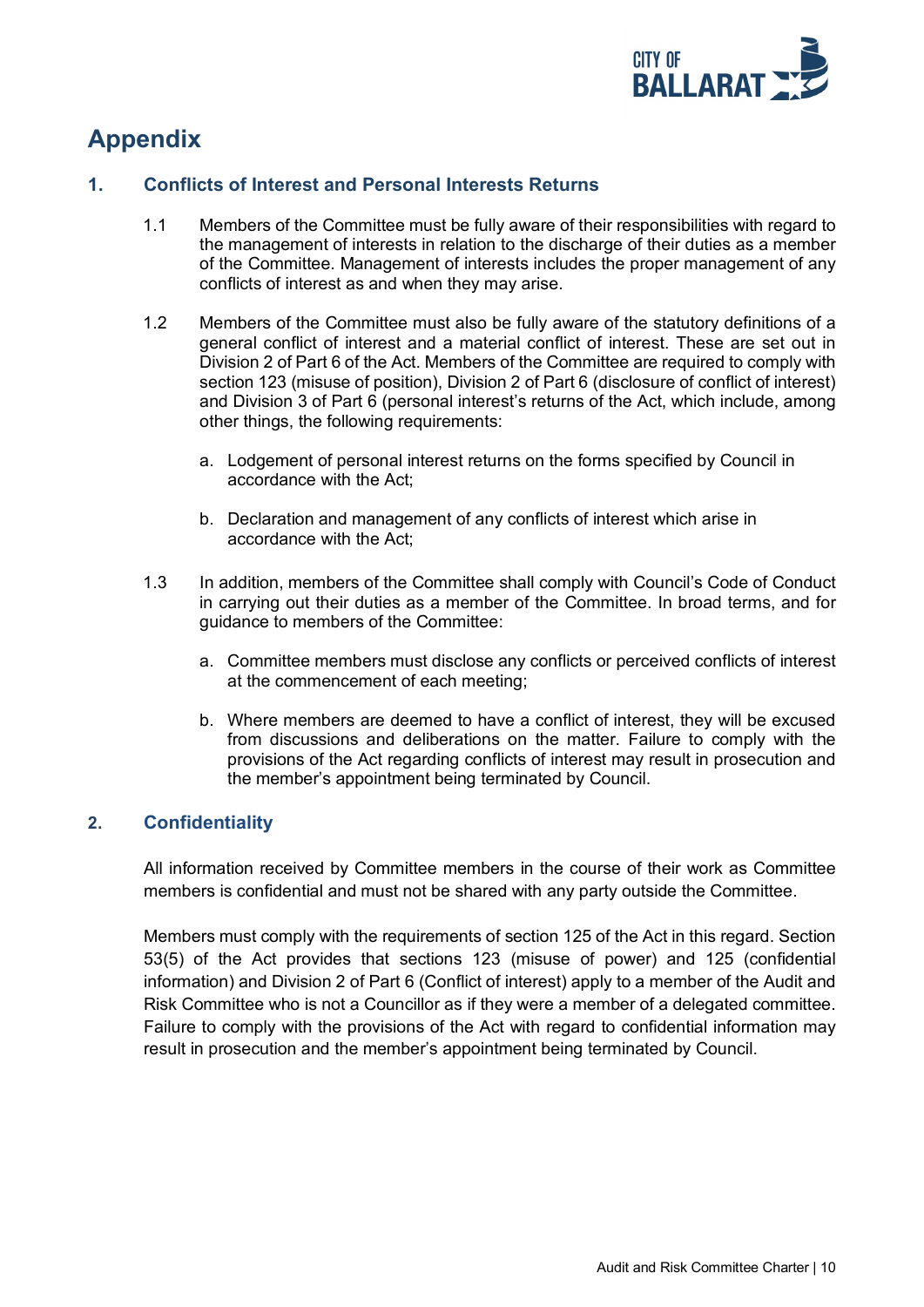# Appendix

## 1. Conflicts of Interest and Personal Interests Returns

1.1 Members of the Committee must be fully aware of their responsibilities with regard to the management of interests in relation to the discharge of their duties as a member of the Committee. Management of interests includes the proper management of any conflicts of interest as and when they may arise.

1.2 Members of the Committee must also be fully aware of the statutory definitions of a general conflict of interest and a material conflict of interest. These are set out in Division 2 of Part 6 of the Act. Members of the Committee are required to comply with section 123 (misuse of position), Division 2 of Part 6 (disclosure of conflict of interest) and Division 3 of Part 6 (personal interest's returns of the Act, which include, among other things, the following requirements:

a. Lodgement of personal interest returns on the forms specified by Council in accordance with the Act;

b. Declaration and management of any conflicts of interest which arise in accordance with the Act;

1.3 In addition, members of the Committee shall comply with Council's Code of Conduct in carrying out their duties as a member of the Committee. In broad terms, and for guidance to members of the Committee:

a. Committee members must disclose any conflicts or perceived conflicts of interest at the commencement of each meeting;

b. Where members are deemed to have a conflict of interest, they will be excused from discussions and deliberations on the matter. Failure to comply with the provisions of the Act regarding conflicts of interest may result in prosecution and the member's appointment being terminated by Council.

## 2. Confidentiality

All information received by Committee members in the course of their work as Committee members is confidential and must not be shared with any party outside the Committee.

Members must comply with the requirements of section 125 of the Act in this regard. Section 53(5) of the Act provides that sections 123 (misuse of power) and 125 (confidential information) and Division 2 of Part 6 (Conflict of interest) apply to a member of the Audit and Risk Committee who is not a Councillor as if they were a member of a delegated committee. Failure to comply with the provisions of the Act with regard to confidential information may result in prosecution and the member's appointment being terminated by Council.